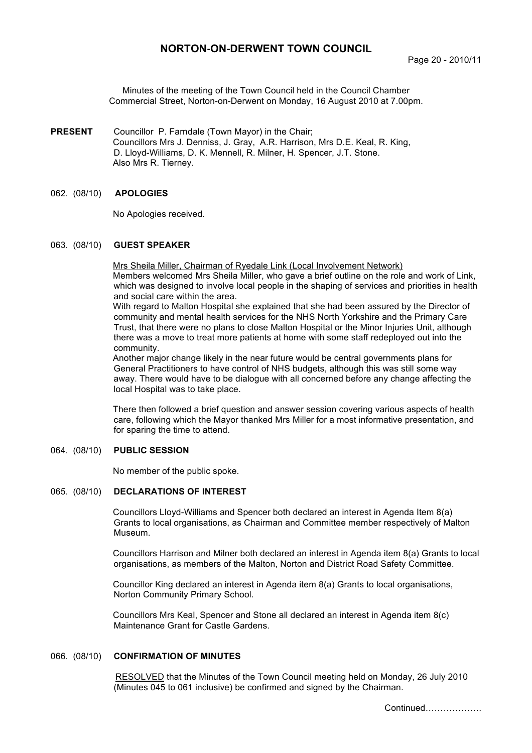# NORTON-ON-DERWENT TOWN COUNCIL

Minutes of the meeting of the Town Council held in the Council Chamber Commercial Street, Norton-on-Derwent on Monday, 16 August 2010 at 7.00pm.

**PRESENT** Councillor P. Farndale (Town Mayor) in the Chair;
Councillors Mrs J. Denniss, J. Gray, A.R. Harrison, Mrs D.E. Keal, R. King, D. Lloyd-Williams, D. K. Mennell, R. Milner, H. Spencer, J.T. Stone.
Also Mrs R. Tierney.

### 062. (08/10) APOLOGIES

No Apologies received.

### 063. (08/10) GUEST SPEAKER

Mrs Sheila Miller, Chairman of Ryedale Link (Local Involvement Network)

Members welcomed Mrs Sheila Miller, who gave a brief outline on the role and work of Link, which was designed to involve local people in the shaping of services and priorities in health and social care within the area.

With regard to Malton Hospital she explained that she had been assured by the Director of community and mental health services for the NHS North Yorkshire and the Primary Care Trust, that there were no plans to close Malton Hospital or the Minor Injuries Unit, although there was a move to treat more patients at home with some staff redeployed out into the community.

Another major change likely in the near future would be central governments plans for General Practitioners to have control of NHS budgets, although this was still some way away. There would have to be dialogue with all concerned before any change affecting the local Hospital was to take place.

There then followed a brief question and answer session covering various aspects of health care, following which the Mayor thanked Mrs Miller for a most informative presentation, and for sparing the time to attend.

### 064. (08/10) PUBLIC SESSION

No member of the public spoke.

### 065. (08/10) DECLARATIONS OF INTEREST

Councillors Lloyd-Williams and Spencer both declared an interest in Agenda Item 8(a) Grants to local organisations, as Chairman and Committee member respectively of Malton Museum.

Councillors Harrison and Milner both declared an interest in Agenda item 8(a) Grants to local organisations, as members of the Malton, Norton and District Road Safety Committee.

Councillor King declared an interest in Agenda item 8(a) Grants to local organisations, Norton Community Primary School.

Councillors Mrs Keal, Spencer and Stone all declared an interest in Agenda item 8(c) Maintenance Grant for Castle Gardens.

### 066. (08/10) CONFIRMATION OF MINUTES

RESOLVED that the Minutes of the Town Council meeting held on Monday, 26 July 2010 (Minutes 045 to 061 inclusive) be confirmed and signed by the Chairman.

Continued……………….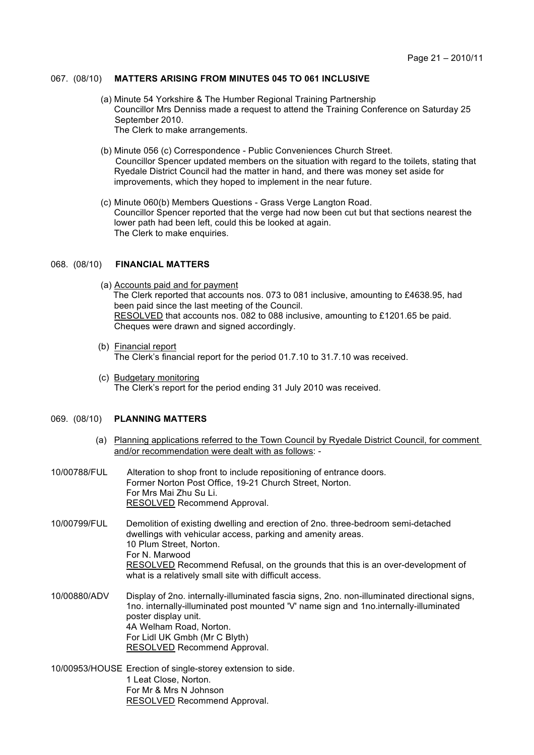## 067. (08/10) MATTERS ARISING FROM MINUTES 045 TO 061 INCLUSIVE

(a) Minute 54 Yorkshire & The Humber Regional Training Partnership
Councillor Mrs Denniss made a request to attend the Training Conference on Saturday 25 September 2010.
The Clerk to make arrangements.

(b) Minute 056 (c) Correspondence - Public Conveniences Church Street.
Councillor Spencer updated members on the situation with regard to the toilets, stating that Ryedale District Council had the matter in hand, and there was money set aside for improvements, which they hoped to implement in the near future.

(c) Minute 060(b) Members Questions - Grass Verge Langton Road.
Councillor Spencer reported that the verge had now been cut but that sections nearest the lower path had been left, could this be looked at again.
The Clerk to make enquiries.

## 068. (08/10) FINANCIAL MATTERS

(a) Accounts paid and for payment
The Clerk reported that accounts nos. 073 to 081 inclusive, amounting to £4638.95, had been paid since the last meeting of the Council.
RESOLVED that accounts nos. 082 to 088 inclusive, amounting to £1201.65 be paid.
Cheques were drawn and signed accordingly.

(b) Financial report
The Clerk's financial report for the period 01.7.10 to 31.7.10 was received.

(c) Budgetary monitoring
The Clerk's report for the period ending 31 July 2010 was received.

## 069. (08/10) PLANNING MATTERS

(a) Planning applications referred to the Town Council by Ryedale District Council, for comment and/or recommendation were dealt with as follows: -

**10/00788/FUL** Alteration to shop front to include repositioning of entrance doors.
Former Norton Post Office, 19-21 Church Street, Norton.
For Mrs Mai Zhu Su Li.
RESOLVED Recommend Approval.

**10/00799/FUL** Demolition of existing dwelling and erection of 2no. three-bedroom semi-detached dwellings with vehicular access, parking and amenity areas.
10 Plum Street, Norton.
For N. Marwood
RESOLVED Recommend Refusal, on the grounds that this is an over-development of what is a relatively small site with difficult access.

**10/00880/ADV** Display of 2no. internally-illuminated fascia signs, 2no. non-illuminated directional signs, 1no. internally-illuminated post mounted 'V' name sign and 1no.internally-illuminated poster display unit.
4A Welham Road, Norton.
For Lidl UK Gmbh (Mr C Blyth)
RESOLVED Recommend Approval.

**10/00953/HOUSE** Erection of single-storey extension to side.
1 Leat Close, Norton.
For Mr & Mrs N Johnson
RESOLVED Recommend Approval.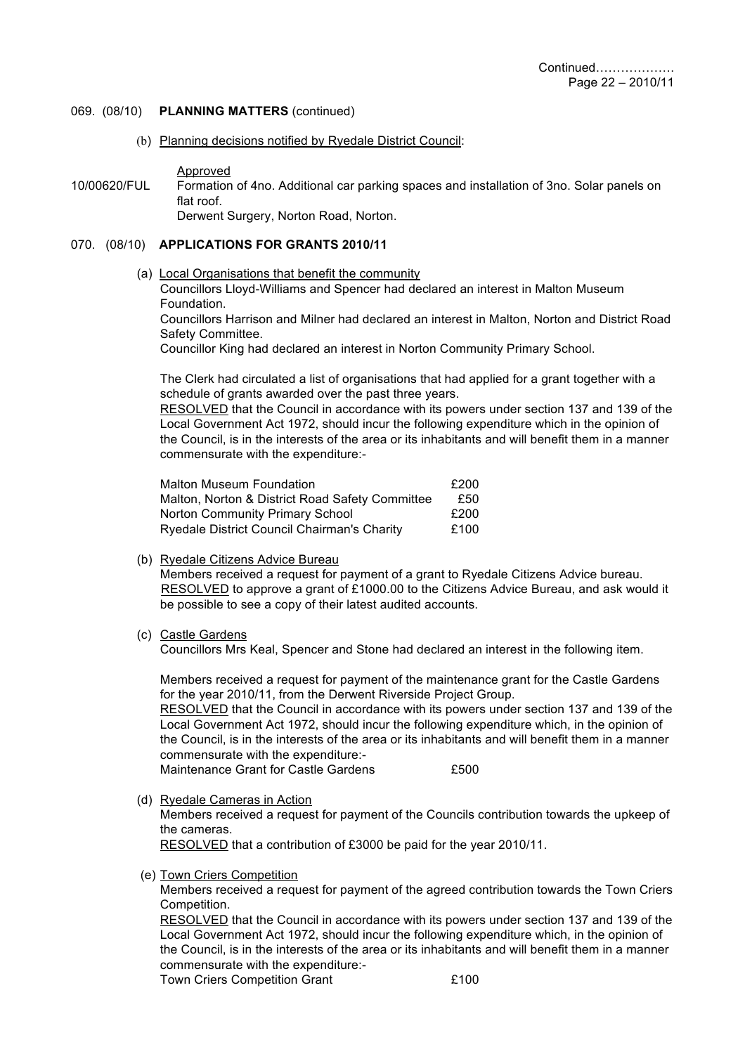Continued……………….
Page 22 – 2010/11

069. (08/10) **PLANNING MATTERS** (continued)

(b) Planning decisions notified by Ryedale District Council:

Approved

10/00620/FUL Formation of 4no. Additional car parking spaces and installation of 3no. Solar panels on flat roof.
Derwent Surgery, Norton Road, Norton.

070. (08/10) **APPLICATIONS FOR GRANTS 2010/11**

(a) Local Organisations that benefit the community

Councillors Lloyd-Williams and Spencer had declared an interest in Malton Museum Foundation.
Councillors Harrison and Milner had declared an interest in Malton, Norton and District Road Safety Committee.
Councillor King had declared an interest in Norton Community Primary School.

The Clerk had circulated a list of organisations that had applied for a grant together with a schedule of grants awarded over the past three years.
RESOLVED that the Council in accordance with its powers under section 137 and 139 of the Local Government Act 1972, should incur the following expenditure which in the opinion of the Council, is in the interests of the area or its inhabitants and will benefit them in a manner commensurate with the expenditure:-

| | |
|---|---|
| Malton Museum Foundation | £200 |
| Malton, Norton & District Road Safety Committee | £50 |
| Norton Community Primary School | £200 |
| Ryedale District Council Chairman's Charity | £100 |

(b) Ryedale Citizens Advice Bureau

Members received a request for payment of a grant to Ryedale Citizens Advice bureau.
RESOLVED to approve a grant of £1000.00 to the Citizens Advice Bureau, and ask would it be possible to see a copy of their latest audited accounts.

(c) Castle Gardens

Councillors Mrs Keal, Spencer and Stone had declared an interest in the following item.

Members received a request for payment of the maintenance grant for the Castle Gardens for the year 2010/11, from the Derwent Riverside Project Group.
RESOLVED that the Council in accordance with its powers under section 137 and 139 of the Local Government Act 1972, should incur the following expenditure which, in the opinion of the Council, is in the interests of the area or its inhabitants and will benefit them in a manner commensurate with the expenditure:-
Maintenance Grant for Castle Gardens £500

(d) Ryedale Cameras in Action

Members received a request for payment of the Councils contribution towards the upkeep of the cameras.
RESOLVED that a contribution of £3000 be paid for the year 2010/11.

(e) Town Criers Competition

Members received a request for payment of the agreed contribution towards the Town Criers Competition.
RESOLVED that the Council in accordance with its powers under section 137 and 139 of the Local Government Act 1972, should incur the following expenditure which, in the opinion of the Council, is in the interests of the area or its inhabitants and will benefit them in a manner commensurate with the expenditure:-
Town Criers Competition Grant £100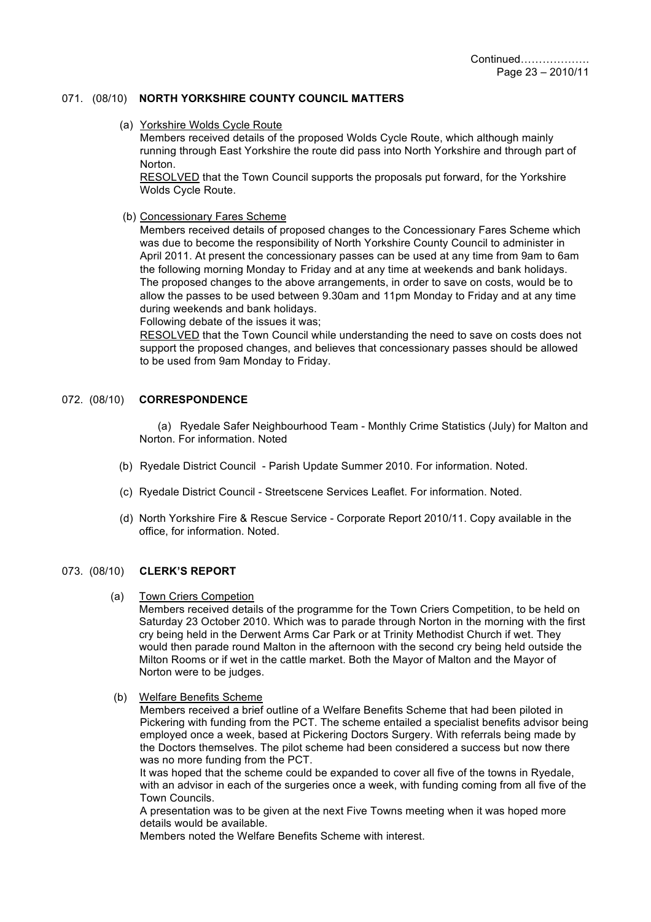Continued……………….
Page 23 – 2010/11

## 071. (08/10) NORTH YORKSHIRE COUNTY COUNCIL MATTERS

(a) Yorkshire Wolds Cycle Route

Members received details of the proposed Wolds Cycle Route, which although mainly running through East Yorkshire the route did pass into North Yorkshire and through part of Norton.

RESOLVED that the Town Council supports the proposals put forward, for the Yorkshire Wolds Cycle Route.

(b) Concessionary Fares Scheme

Members received details of proposed changes to the Concessionary Fares Scheme which was due to become the responsibility of North Yorkshire County Council to administer in April 2011. At present the concessionary passes can be used at any time from 9am to 6am the following morning Monday to Friday and at any time at weekends and bank holidays. The proposed changes to the above arrangements, in order to save on costs, would be to allow the passes to be used between 9.30am and 11pm Monday to Friday and at any time during weekends and bank holidays.

Following debate of the issues it was;

RESOLVED that the Town Council while understanding the need to save on costs does not support the proposed changes, and believes that concessionary passes should be allowed to be used from 9am Monday to Friday.

## 072. (08/10) CORRESPONDENCE

(a) Ryedale Safer Neighbourhood Team - Monthly Crime Statistics (July) for Malton and Norton. For information. Noted

(b) Ryedale District Council - Parish Update Summer 2010. For information. Noted.

(c) Ryedale District Council - Streetscene Services Leaflet. For information. Noted.

(d) North Yorkshire Fire & Rescue Service - Corporate Report 2010/11. Copy available in the office, for information. Noted.

## 073. (08/10) CLERK'S REPORT

(a) Town Criers Competion

Members received details of the programme for the Town Criers Competition, to be held on Saturday 23 October 2010. Which was to parade through Norton in the morning with the first cry being held in the Derwent Arms Car Park or at Trinity Methodist Church if wet. They would then parade round Malton in the afternoon with the second cry being held outside the Milton Rooms or if wet in the cattle market. Both the Mayor of Malton and the Mayor of Norton were to be judges.

(b) Welfare Benefits Scheme

Members received a brief outline of a Welfare Benefits Scheme that had been piloted in Pickering with funding from the PCT. The scheme entailed a specialist benefits advisor being employed once a week, based at Pickering Doctors Surgery. With referrals being made by the Doctors themselves. The pilot scheme had been considered a success but now there was no more funding from the PCT.

It was hoped that the scheme could be expanded to cover all five of the towns in Ryedale, with an advisor in each of the surgeries once a week, with funding coming from all five of the Town Councils.

A presentation was to be given at the next Five Towns meeting when it was hoped more details would be available.

Members noted the Welfare Benefits Scheme with interest.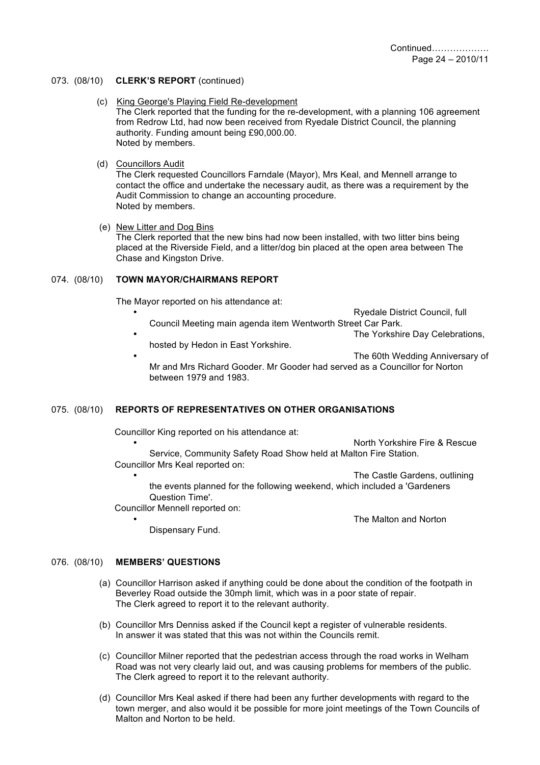Continued………………
Page 24 – 2010/11

073. (08/10) **CLERK'S REPORT** (continued)

(c) King George's Playing Field Re-development
The Clerk reported that the funding for the re-development, with a planning 106 agreement from Redrow Ltd, had now been received from Ryedale District Council, the planning authority. Funding amount being £90,000.00.
Noted by members.

(d) Councillors Audit
The Clerk requested Councillors Farndale (Mayor), Mrs Keal, and Mennell arrange to contact the office and undertake the necessary audit, as there was a requirement by the Audit Commission to change an accounting procedure.
Noted by members.

(e) New Litter and Dog Bins
The Clerk reported that the new bins had now been installed, with two litter bins being placed at the Riverside Field, and a litter/dog bin placed at the open area between The Chase and Kingston Drive.

074. (08/10) **TOWN MAYOR/CHAIRMANS REPORT**

The Mayor reported on his attendance at:

- Ryedale District Council, full Council Meeting main agenda item Wentworth Street Car Park.
- The Yorkshire Day Celebrations, hosted by Hedon in East Yorkshire.
- The 60th Wedding Anniversary of Mr and Mrs Richard Gooder. Mr Gooder had served as a Councillor for Norton between 1979 and 1983.

075. (08/10) **REPORTS OF REPRESENTATIVES ON OTHER ORGANISATIONS**

Councillor King reported on his attendance at:

- North Yorkshire Fire & Rescue Service, Community Safety Road Show held at Malton Fire Station.

Councillor Mrs Keal reported on:

- The Castle Gardens, outlining the events planned for the following weekend, which included a 'Gardeners Question Time'.

Councillor Mennell reported on:

- The Malton and Norton Dispensary Fund.

076. (08/10) **MEMBERS' QUESTIONS**

(a) Councillor Harrison asked if anything could be done about the condition of the footpath in Beverley Road outside the 30mph limit, which was in a poor state of repair.
The Clerk agreed to report it to the relevant authority.

(b) Councillor Mrs Denniss asked if the Council kept a register of vulnerable residents.
In answer it was stated that this was not within the Councils remit.

(c) Councillor Milner reported that the pedestrian access through the road works in Welham Road was not very clearly laid out, and was causing problems for members of the public.
The Clerk agreed to report it to the relevant authority.

(d) Councillor Mrs Keal asked if there had been any further developments with regard to the town merger, and also would it be possible for more joint meetings of the Town Councils of Malton and Norton to be held.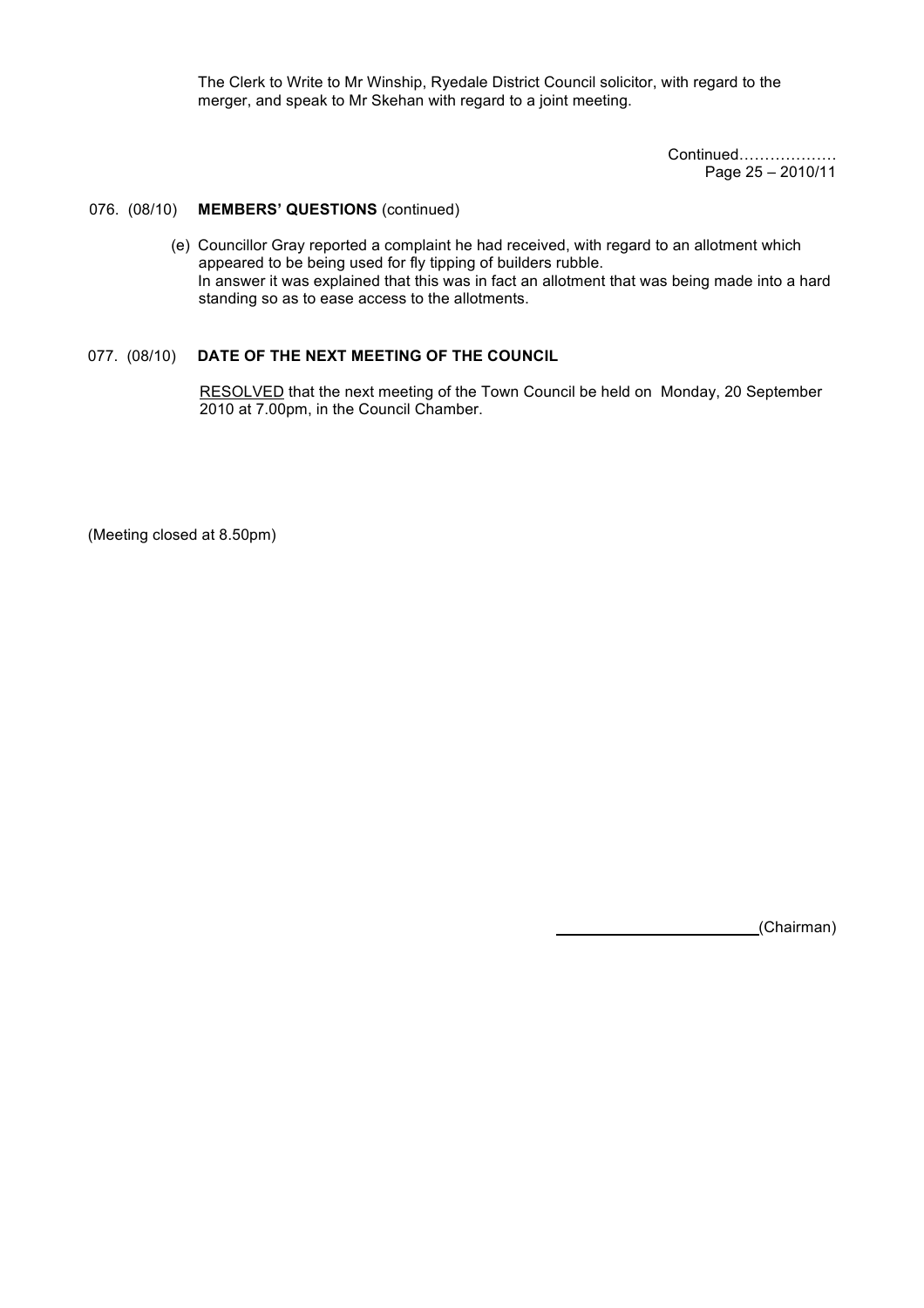The Clerk to Write to Mr Winship, Ryedale District Council solicitor, with regard to the merger, and speak to Mr Skehan with regard to a joint meeting.

Continued………………
Page 25 – 2010/11

076. (08/10) **MEMBERS' QUESTIONS** (continued)

(e) Councillor Gray reported a complaint he had received, with regard to an allotment which appeared to be being used for fly tipping of builders rubble.
In answer it was explained that this was in fact an allotment that was being made into a hard standing so as to ease access to the allotments.

077. (08/10) **DATE OF THE NEXT MEETING OF THE COUNCIL**

RESOLVED that the next meeting of the Town Council be held on Monday, 20 September 2010 at 7.00pm, in the Council Chamber.

(Meeting closed at 8.50pm)

\_\_\_\_\_\_\_\_\_\_\_\_\_\_\_\_\_\_\_\_\_\_\_\_(Chairman)